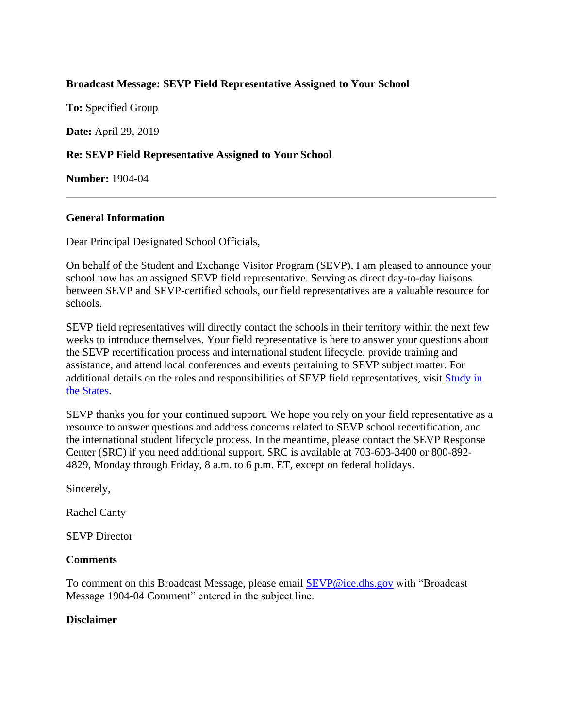**Broadcast Message: SEVP Field Representative Assigned to Your School**

**To:** Specified Group

**Date:** April 29, 2019

**Re: SEVP Field Representative Assigned to Your School**

**Number:** 1904-04

---

**General Information**

Dear Principal Designated School Officials,

On behalf of the Student and Exchange Visitor Program (SEVP), I am pleased to announce your school now has an assigned SEVP field representative. Serving as direct day-to-day liaisons between SEVP and SEVP-certified schools, our field representatives are a valuable resource for schools.

SEVP field representatives will directly contact the schools in their territory within the next few weeks to introduce themselves. Your field representative is here to answer your questions about the SEVP recertification process and international student lifecycle, provide training and assistance, and attend local conferences and events pertaining to SEVP subject matter. For additional details on the roles and responsibilities of SEVP field representatives, visit Study in the States.

SEVP thanks you for your continued support. We hope you rely on your field representative as a resource to answer questions and address concerns related to SEVP school recertification, and the international student lifecycle process. In the meantime, please contact the SEVP Response Center (SRC) if you need additional support. SRC is available at 703-603-3400 or 800-892-4829, Monday through Friday, 8 a.m. to 6 p.m. ET, except on federal holidays.

Sincerely,

Rachel Canty

SEVP Director

**Comments**

To comment on this Broadcast Message, please email SEVP@ice.dhs.gov with "Broadcast Message 1904-04 Comment" entered in the subject line.

**Disclaimer**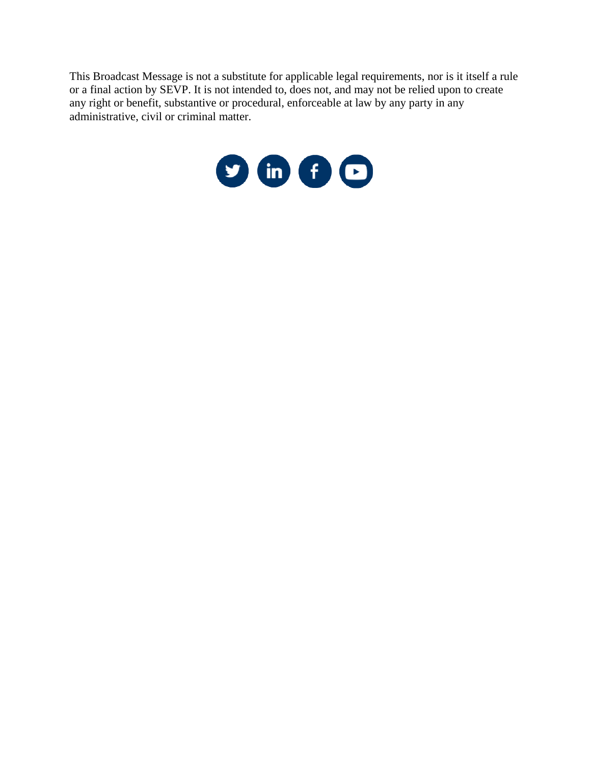This Broadcast Message is not a substitute for applicable legal requirements, nor is it itself a rule or a final action by SEVP. It is not intended to, does not, and may not be relied upon to create any right or benefit, substantive or procedural, enforceable at law by any party in any administrative, civil or criminal matter.